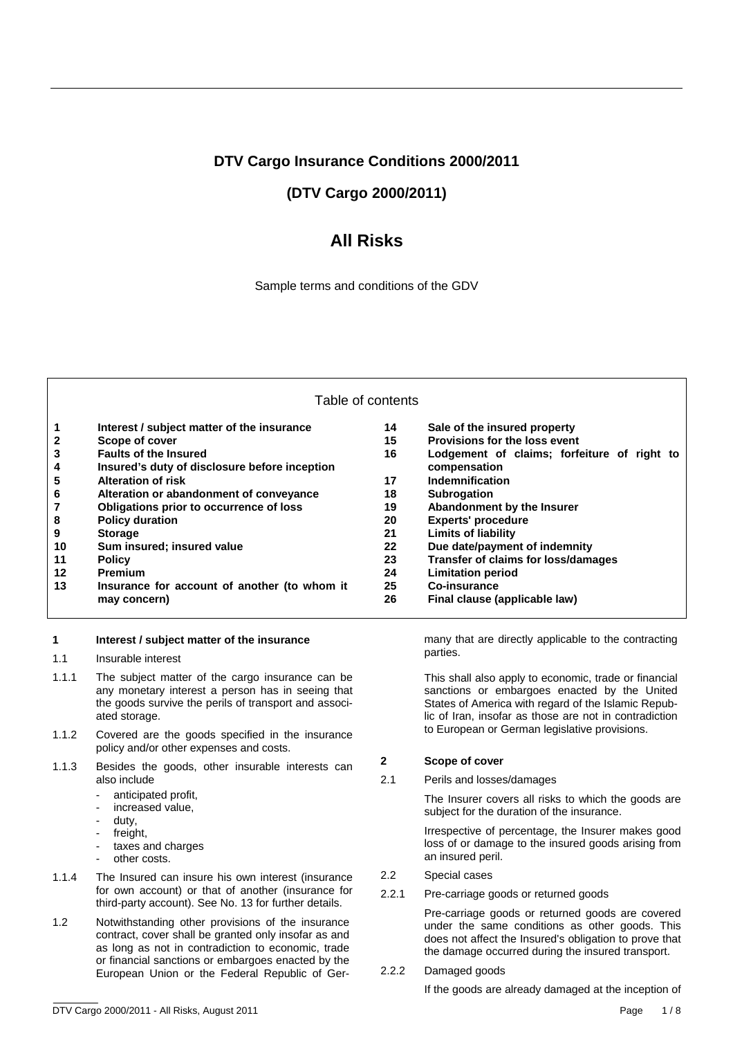# DTV Cargo Insurance Conditions 2000/2011

## (DTV Cargo 2000/2011)

# All Risks

Sample terms and conditions of the GDV

Table of contents

| | | | |
|---|---|---|---|
| 1 | Interest / subject matter of the insurance | 14 | Sale of the insured property |
| 2 | Scope of cover | 15 | Provisions for the loss event |
| 3 | Faults of the Insured | 16 | Lodgement of claims; forfeiture of right to compensation |
| 4 | Insured's duty of disclosure before inception | 17 | Indemnification |
| 5 | Alteration of risk | 18 | Subrogation |
| 6 | Alteration or abandonment of conveyance | 19 | Abandonment by the Insurer |
| 7 | Obligations prior to occurrence of loss | 20 | Experts' procedure |
| 8 | Policy duration | 21 | Limits of liability |
| 9 | Storage | 22 | Due date/payment of indemnity |
| 10 | Sum insured; insured value | 23 | Transfer of claims for loss/damages |
| 11 | Policy | 24 | Limitation period |
| 12 | Premium | 25 | Co-insurance |
| 13 | Insurance for account of another (to whom it may concern) | 26 | Final clause (applicable law) |

## 1 Interest / subject matter of the insurance

1.1 Insurable interest

1.1.1 The subject matter of the cargo insurance can be any monetary interest a person has in seeing that the goods survive the perils of transport and associated storage.

1.1.2 Covered are the goods specified in the insurance policy and/or other expenses and costs.

1.1.3 Besides the goods, other insurable interests can also include

- anticipated profit,
- increased value,
- duty,
- freight,
- taxes and charges
- other costs.

1.1.4 The Insured can insure his own interest (insurance for own account) or that of another (insurance for third-party account). See No. 13 for further details.

1.2 Notwithstanding other provisions of the insurance contract, cover shall be granted only insofar as and as long as not in contradiction to economic, trade or financial sanctions or embargoes enacted by the European Union or the Federal Republic of Germany that are directly applicable to the contracting parties.

This shall also apply to economic, trade or financial sanctions or embargoes enacted by the United States of America with regard of the Islamic Republic of Iran, insofar as those are not in contradiction to European or German legislative provisions.

## 2 Scope of cover

2.1 Perils and losses/damages

The Insurer covers all risks to which the goods are subject for the duration of the insurance.

Irrespective of percentage, the Insurer makes good loss of or damage to the insured goods arising from an insured peril.

2.2 Special cases

2.2.1 Pre-carriage goods or returned goods

Pre-carriage goods or returned goods are covered under the same conditions as other goods. This does not affect the Insured's obligation to prove that the damage occurred during the insured transport.

2.2.2 Damaged goods

If the goods are already damaged at the inception of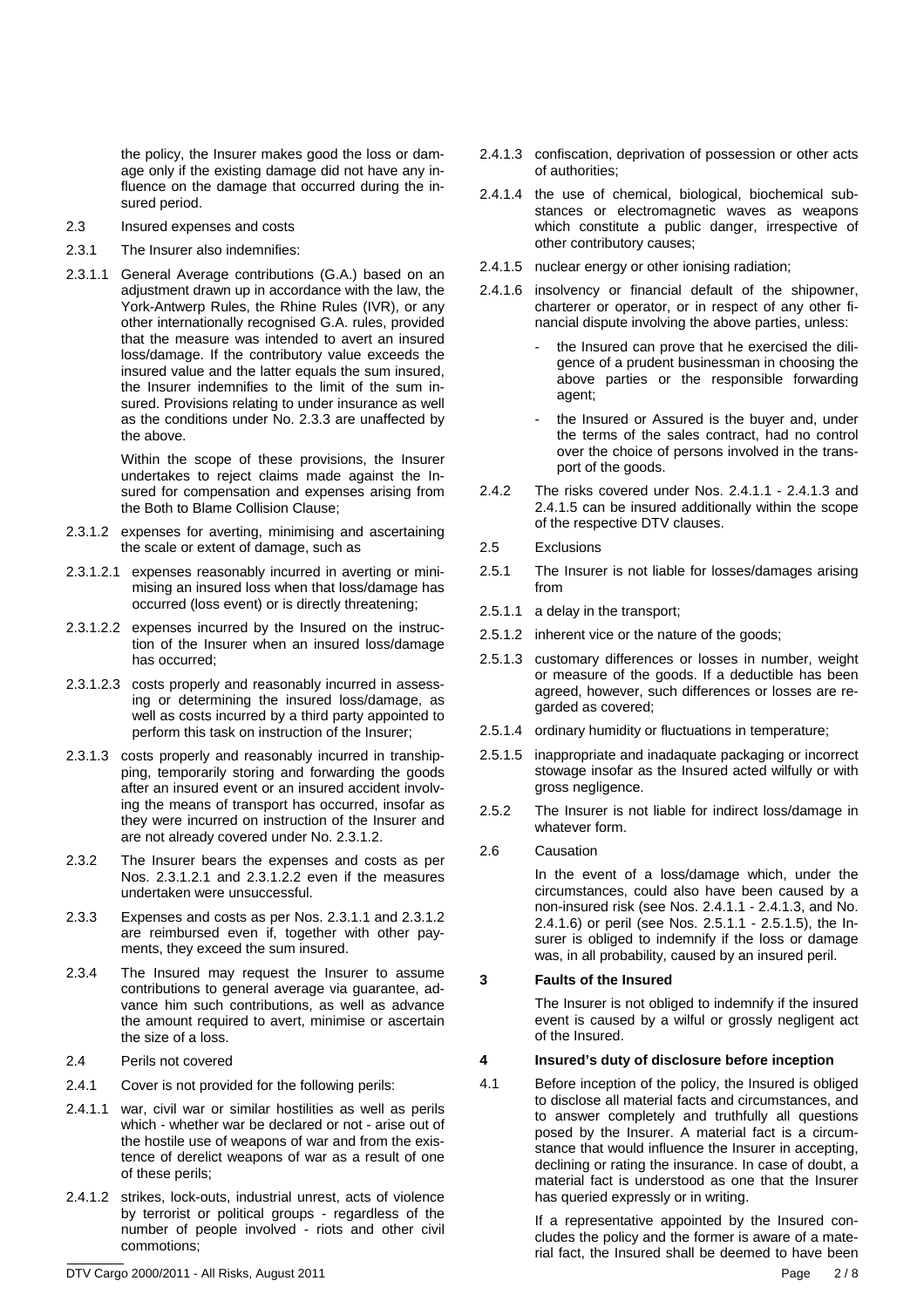the policy, the Insurer makes good the loss or damage only if the existing damage did not have any influence on the damage that occurred during the insured period.

2.3 Insured expenses and costs

2.3.1 The Insurer also indemnifies:

2.3.1.1 General Average contributions (G.A.) based on an adjustment drawn up in accordance with the law, the York-Antwerp Rules, the Rhine Rules (IVR), or any other internationally recognised G.A. rules, provided that the measure was intended to avert an insured loss/damage. If the contributory value exceeds the insured value and the latter equals the sum insured, the Insurer indemnifies to the limit of the sum insured. Provisions relating to under insurance as well as the conditions under No. 2.3.3 are unaffected by the above.

Within the scope of these provisions, the Insurer undertakes to reject claims made against the Insured for compensation and expenses arising from the Both to Blame Collision Clause;

2.3.1.2 expenses for averting, minimising and ascertaining the scale or extent of damage, such as

2.3.1.2.1 expenses reasonably incurred in averting or minimising an insured loss when that loss/damage has occurred (loss event) or is directly threatening;

2.3.1.2.2 expenses incurred by the Insured on the instruction of the Insurer when an insured loss/damage has occurred;

2.3.1.2.3 costs properly and reasonably incurred in assessing or determining the insured loss/damage, as well as costs incurred by a third party appointed to perform this task on instruction of the Insurer;

2.3.1.3 costs properly and reasonably incurred in transhipping, temporarily storing and forwarding the goods after an insured event or an insured accident involving the means of transport has occurred, insofar as they were incurred on instruction of the Insurer and are not already covered under No. 2.3.1.2.

2.3.2 The Insurer bears the expenses and costs as per Nos. 2.3.1.2.1 and 2.3.1.2.2 even if the measures undertaken were unsuccessful.

2.3.3 Expenses and costs as per Nos. 2.3.1.1 and 2.3.1.2 are reimbursed even if, together with other payments, they exceed the sum insured.

2.3.4 The Insured may request the Insurer to assume contributions to general average via guarantee, advance him such contributions, as well as advance the amount required to avert, minimise or ascertain the size of a loss.

2.4 Perils not covered

2.4.1 Cover is not provided for the following perils:

2.4.1.1 war, civil war or similar hostilities as well as perils which - whether war be declared or not - arise out of the hostile use of weapons of war and from the existence of derelict weapons of war as a result of one of these perils;

2.4.1.2 strikes, lock-outs, industrial unrest, acts of violence by terrorist or political groups - regardless of the number of people involved - riots and other civil commotions;

2.4.1.3 confiscation, deprivation of possession or other acts of authorities;

2.4.1.4 the use of chemical, biological, biochemical substances or electromagnetic waves as weapons which constitute a public danger, irrespective of other contributory causes;

2.4.1.5 nuclear energy or other ionising radiation;

2.4.1.6 insolvency or financial default of the shipowner, charterer or operator, or in respect of any other financial dispute involving the above parties, unless:

- the Insured can prove that he exercised the diligence of a prudent businessman in choosing the above parties or the responsible forwarding agent;
- the Insured or Assured is the buyer and, under the terms of the sales contract, had no control over the choice of persons involved in the transport of the goods.

2.4.2 The risks covered under Nos. 2.4.1.1 - 2.4.1.3 and 2.4.1.5 can be insured additionally within the scope of the respective DTV clauses.

2.5 Exclusions

2.5.1 The Insurer is not liable for losses/damages arising from

2.5.1.1 a delay in the transport;

2.5.1.2 inherent vice or the nature of the goods;

2.5.1.3 customary differences or losses in number, weight or measure of the goods. If a deductible has been agreed, however, such differences or losses are regarded as covered;

2.5.1.4 ordinary humidity or fluctuations in temperature;

2.5.1.5 inappropriate and inadaquate packaging or incorrect stowage insofar as the Insured acted wilfully or with gross negligence.

2.5.2 The Insurer is not liable for indirect loss/damage in whatever form.

2.6 Causation

In the event of a loss/damage which, under the circumstances, could also have been caused by a non-insured risk (see Nos. 2.4.1.1 - 2.4.1.3, and No. 2.4.1.6) or peril (see Nos. 2.5.1.1 - 2.5.1.5), the Insurer is obliged to indemnify if the loss or damage was, in all probability, caused by an insured peril.

## 3 Faults of the Insured

The Insurer is not obliged to indemnify if the insured event is caused by a wilful or grossly negligent act of the Insured.

## 4 Insured's duty of disclosure before inception

4.1 Before inception of the policy, the Insured is obliged to disclose all material facts and circumstances, and to answer completely and truthfully all questions posed by the Insurer. A material fact is a circumstance that would influence the Insurer in accepting, declining or rating the insurance. In case of doubt, a material fact is understood as one that the Insurer has queried expressly or in writing.

If a representative appointed by the Insured concludes the policy and the former is aware of a material fact, the Insured shall be deemed to have been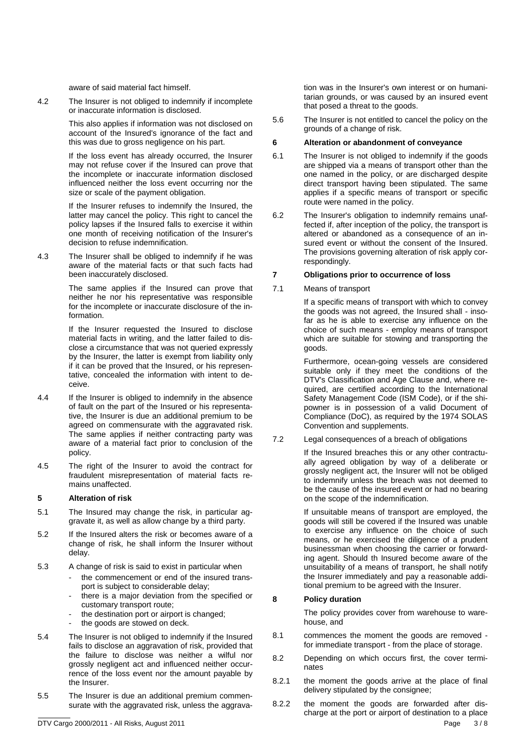aware of said material fact himself.

4.2 The Insurer is not obliged to indemnify if incomplete or inaccurate information is disclosed.

This also applies if information was not disclosed on account of the Insured's ignorance of the fact and this was due to gross negligence on his part.

If the loss event has already occurred, the Insurer may not refuse cover if the Insured can prove that the incomplete or inaccurate information disclosed influenced neither the loss event occurring nor the size or scale of the payment obligation.

If the Insurer refuses to indemnify the Insured, the latter may cancel the policy. This right to cancel the policy lapses if the Insured falls to exercise it within one month of receiving notification of the Insurer's decision to refuse indemnification.

4.3 The Insurer shall be obliged to indemnify if he was aware of the material facts or that such facts had been inaccurately disclosed.

The same applies if the Insured can prove that neither he nor his representative was responsible for the incomplete or inaccurate disclosure of the information.

If the Insurer requested the Insured to disclose material facts in writing, and the latter failed to disclose a circumstance that was not queried expressly by the Insurer, the latter is exempt from liability only if it can be proved that the Insured, or his representative, concealed the information with intent to deceive.

4.4 If the Insurer is obliged to indemnify in the absence of fault on the part of the Insured or his representative, the Insurer is due an additional premium to be agreed on commensurate with the aggravated risk. The same applies if neither contracting party was aware of a material fact prior to conclusion of the policy.

4.5 The right of the Insurer to avoid the contract for fraudulent misrepresentation of material facts remains unaffected.

## 5 Alteration of risk

5.1 The Insured may change the risk, in particular aggravate it, as well as allow change by a third party.

5.2 If the Insured alters the risk or becomes aware of a change of risk, he shall inform the Insurer without delay.

5.3 A change of risk is said to exist in particular when

- the commencement or end of the insured transport is subject to considerable delay;
- there is a major deviation from the specified or customary transport route;
- the destination port or airport is changed;
- the goods are stowed on deck.

5.4 The Insurer is not obliged to indemnify if the Insured fails to disclose an aggravation of risk, provided that the failure to disclose was neither a wilful nor grossly negligent act and influenced neither occurrence of the loss event nor the amount payable by the Insurer.

5.5 The Insurer is due an additional premium commensurate with the aggravated risk, unless the aggravation was in the Insurer's own interest or on humanitarian grounds, or was caused by an insured event that posed a threat to the goods.

5.6 The Insurer is not entitled to cancel the policy on the grounds of a change of risk.

## 6 Alteration or abandonment of conveyance

6.1 The Insurer is not obliged to indemnify if the goods are shipped via a means of transport other than the one named in the policy, or are discharged despite direct transport having been stipulated. The same applies if a specific means of transport or specific route were named in the policy.

6.2 The Insurer's obligation to indemnify remains unaffected if, after inception of the policy, the transport is altered or abandoned as a consequence of an insured event or without the consent of the Insured. The provisions governing alteration of risk apply correspondingly.

## 7 Obligations prior to occurrence of loss

7.1 Means of transport

If a specific means of transport with which to convey the goods was not agreed, the Insured shall - insofar as he is able to exercise any influence on the choice of such means - employ means of transport which are suitable for stowing and transporting the goods.

Furthermore, ocean-going vessels are considered suitable only if they meet the conditions of the DTV's Classification and Age Clause and, where required, are certified according to the International Safety Management Code (ISM Code), or if the shipowner is in possession of a valid Document of Compliance (DoC), as required by the 1974 SOLAS Convention and supplements.

7.2 Legal consequences of a breach of obligations

If the Insured breaches this or any other contractually agreed obligation by way of a deliberate or grossly negligent act, the Insurer will not be obliged to indemnify unless the breach was not deemed to be the cause of the insured event or had no bearing on the scope of the indemnification.

If unsuitable means of transport are employed, the goods will still be covered if the Insured was unable to exercise any influence on the choice of such means, or he exercised the diligence of a prudent businessman when choosing the carrier or forwarding agent. Should th Insured become aware of the unsuitability of a means of transport, he shall notify the Insurer immediately and pay a reasonable additional premium to be agreed with the Insurer.

## 8 Policy duration

The policy provides cover from warehouse to warehouse, and

8.1 commences the moment the goods are removed - for immediate transport - from the place of storage.

8.2 Depending on which occurs first, the cover terminates

8.2.1 the moment the goods arrive at the place of final delivery stipulated by the consignee;

8.2.2 the moment the goods are forwarded after discharge at the port or airport of destination to a place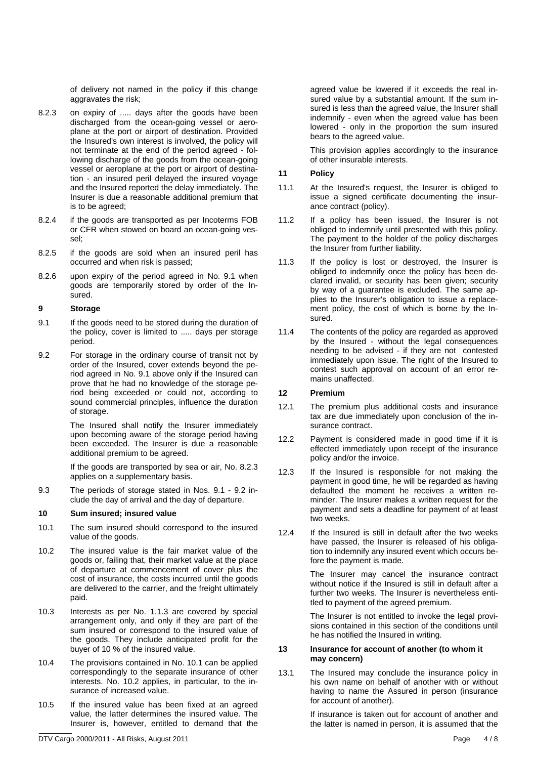of delivery not named in the policy if this change aggravates the risk;

8.2.3 on expiry of ..... days after the goods have been discharged from the ocean-going vessel or aeroplane at the port or airport of destination. Provided the Insured's own interest is involved, the policy will not terminate at the end of the period agreed - following discharge of the goods from the ocean-going vessel or aeroplane at the port or airport of destination - an insured peril delayed the insured voyage and the Insured reported the delay immediately. The Insurer is due a reasonable additional premium that is to be agreed;

8.2.4 if the goods are transported as per Incoterms FOB or CFR when stowed on board an ocean-going vessel;

8.2.5 if the goods are sold when an insured peril has occurred and when risk is passed;

8.2.6 upon expiry of the period agreed in No. 9.1 when goods are temporarily stored by order of the Insured.

## 9 Storage

9.1 If the goods need to be stored during the duration of the policy, cover is limited to ..... days per storage period.

9.2 For storage in the ordinary course of transit not by order of the Insured, cover extends beyond the period agreed in No. 9.1 above only if the Insured can prove that he had no knowledge of the storage period being exceeded or could not, according to sound commercial principles, influence the duration of storage.

The Insured shall notify the Insurer immediately upon becoming aware of the storage period having been exceeded. The Insurer is due a reasonable additional premium to be agreed.

If the goods are transported by sea or air, No. 8.2.3 applies on a supplementary basis.

9.3 The periods of storage stated in Nos. 9.1 - 9.2 include the day of arrival and the day of departure.

## 10 Sum insured; insured value

10.1 The sum insured should correspond to the insured value of the goods.

10.2 The insured value is the fair market value of the goods or, failing that, their market value at the place of departure at commencement of cover plus the cost of insurance, the costs incurred until the goods are delivered to the carrier, and the freight ultimately paid.

10.3 Interests as per No. 1.1.3 are covered by special arrangement only, and only if they are part of the sum insured or correspond to the insured value of the goods. They include anticipated profit for the buyer of 10 % of the insured value.

10.4 The provisions contained in No. 10.1 can be applied correspondingly to the separate insurance of other interests. No. 10.2 applies, in particular, to the insurance of increased value.

10.5 If the insured value has been fixed at an agreed value, the latter determines the insured value. The Insurer is, however, entitled to demand that the agreed value be lowered if it exceeds the real insured value by a substantial amount. If the sum insured is less than the agreed value, the Insurer shall indemnify - even when the agreed value has been lowered - only in the proportion the sum insured bears to the agreed value.

This provision applies accordingly to the insurance of other insurable interests.

## 11 Policy

11.1 At the Insured's request, the Insurer is obliged to issue a signed certificate documenting the insurance contract (policy).

11.2 If a policy has been issued, the Insurer is not obliged to indemnify until presented with this policy. The payment to the holder of the policy discharges the Insurer from further liability.

11.3 If the policy is lost or destroyed, the Insurer is obliged to indemnify once the policy has been declared invalid, or security has been given; security by way of a guarantee is excluded. The same applies to the Insurer's obligation to issue a replacement policy, the cost of which is borne by the Insured.

11.4 The contents of the policy are regarded as approved by the Insured - without the legal consequences needing to be advised - if they are not contested immediately upon issue. The right of the Insured to contest such approval on account of an error remains unaffected.

## 12 Premium

12.1 The premium plus additional costs and insurance tax are due immediately upon conclusion of the insurance contract.

12.2 Payment is considered made in good time if it is effected immediately upon receipt of the insurance policy and/or the invoice.

12.3 If the Insured is responsible for not making the payment in good time, he will be regarded as having defaulted the moment he receives a written reminder. The Insurer makes a written request for the payment and sets a deadline for payment of at least two weeks.

12.4 If the Insured is still in default after the two weeks have passed, the Insurer is released of his obligation to indemnify any insured event which occurs before the payment is made.

The Insurer may cancel the insurance contract without notice if the Insured is still in default after a further two weeks. The Insurer is nevertheless entitled to payment of the agreed premium.

The Insurer is not entitled to invoke the legal provisions contained in this section of the conditions until he has notified the Insured in writing.

## 13 Insurance for account of another (to whom it may concern)

13.1 The Insured may conclude the insurance policy in his own name on behalf of another with or without having to name the Assured in person (insurance for account of another).

If insurance is taken out for account of another and the latter is named in person, it is assumed that the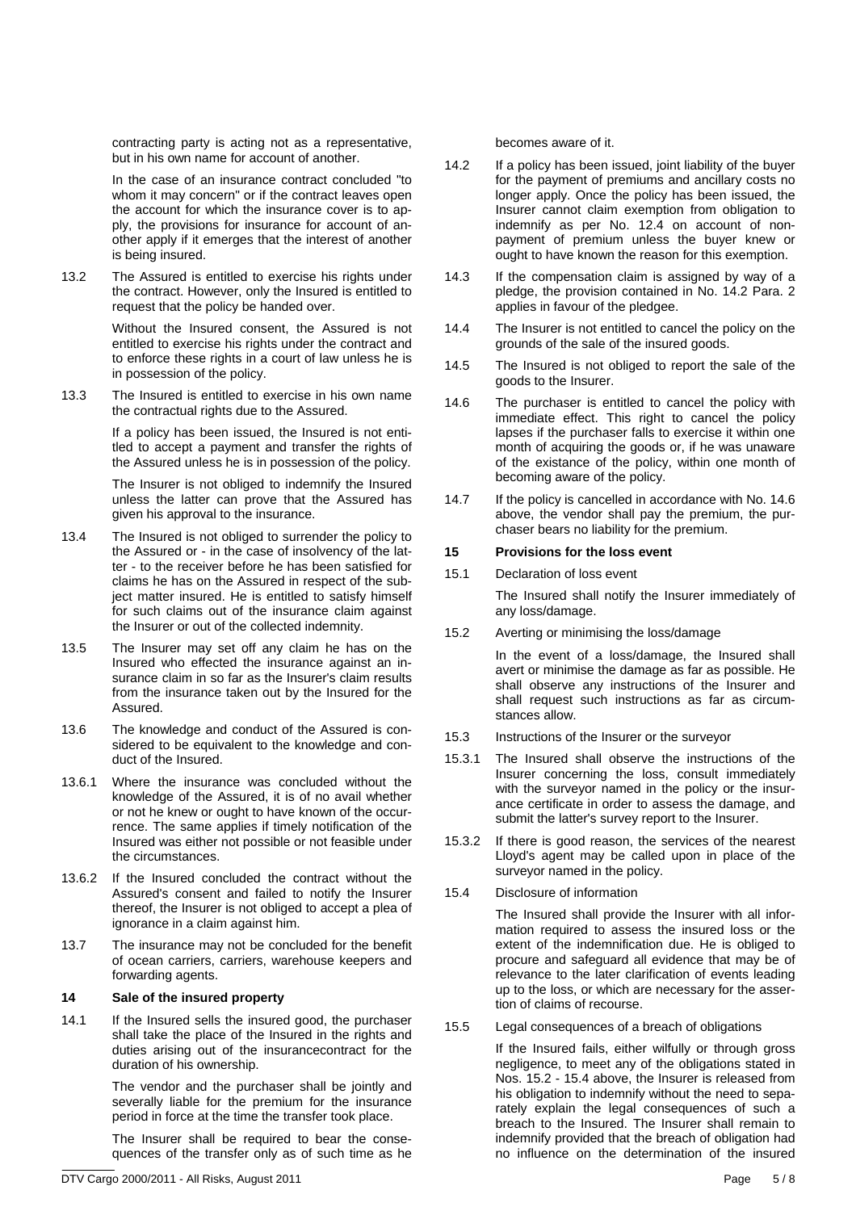contracting party is acting not as a representative, but in his own name for account of another.

In the case of an insurance contract concluded "to whom it may concern" or if the contract leaves open the account for which the insurance cover is to apply, the provisions for insurance for account of another apply if it emerges that the interest of another is being insured.

13.2 The Assured is entitled to exercise his rights under the contract. However, only the Insured is entitled to request that the policy be handed over.

Without the Insured consent, the Assured is not entitled to exercise his rights under the contract and to enforce these rights in a court of law unless he is in possession of the policy.

13.3 The Insured is entitled to exercise in his own name the contractual rights due to the Assured.

If a policy has been issued, the Insured is not entitled to accept a payment and transfer the rights of the Assured unless he is in possession of the policy.

The Insurer is not obliged to indemnify the Insured unless the latter can prove that the Assured has given his approval to the insurance.

13.4 The Insured is not obliged to surrender the policy to the Assured or - in the case of insolvency of the latter - to the receiver before he has been satisfied for claims he has on the Assured in respect of the subject matter insured. He is entitled to satisfy himself for such claims out of the insurance claim against the Insurer or out of the collected indemnity.

13.5 The Insurer may set off any claim he has on the Insured who effected the insurance against an insurance claim in so far as the Insurer's claim results from the insurance taken out by the Insured for the Assured.

13.6 The knowledge and conduct of the Assured is considered to be equivalent to the knowledge and conduct of the Insured.

13.6.1 Where the insurance was concluded without the knowledge of the Assured, it is of no avail whether or not he knew or ought to have known of the occurrence. The same applies if timely notification of the Insured was either not possible or not feasible under the circumstances.

13.6.2 If the Insured concluded the contract without the Assured's consent and failed to notify the Insurer thereof, the Insurer is not obliged to accept a plea of ignorance in a claim against him.

13.7 The insurance may not be concluded for the benefit of ocean carriers, carriers, warehouse keepers and forwarding agents.

## 14 Sale of the insured property

14.1 If the Insured sells the insured good, the purchaser shall take the place of the Insured in the rights and duties arising out of the insurancecontract for the duration of his ownership.

The vendor and the purchaser shall be jointly and severally liable for the premium for the insurance period in force at the time the transfer took place.

The Insurer shall be required to bear the consequences of the transfer only as of such time as he becomes aware of it.

14.2 If a policy has been issued, joint liability of the buyer for the payment of premiums and ancillary costs no longer apply. Once the policy has been issued, the Insurer cannot claim exemption from obligation to indemnify as per No. 12.4 on account of non-payment of premium unless the buyer knew or ought to have known the reason for this exemption.

14.3 If the compensation claim is assigned by way of a pledge, the provision contained in No. 14.2 Para. 2 applies in favour of the pledgee.

14.4 The Insurer is not entitled to cancel the policy on the grounds of the sale of the insured goods.

14.5 The Insured is not obliged to report the sale of the goods to the Insurer.

14.6 The purchaser is entitled to cancel the policy with immediate effect. This right to cancel the policy lapses if the purchaser falls to exercise it within one month of acquiring the goods or, if he was unaware of the existance of the policy, within one month of becoming aware of the policy.

14.7 If the policy is cancelled in accordance with No. 14.6 above, the vendor shall pay the premium, the purchaser bears no liability for the premium.

## 15 Provisions for the loss event

15.1 Declaration of loss event

The Insured shall notify the Insurer immediately of any loss/damage.

15.2 Averting or minimising the loss/damage

In the event of a loss/damage, the Insured shall avert or minimise the damage as far as possible. He shall observe any instructions of the Insurer and shall request such instructions as far as circumstances allow.

15.3 Instructions of the Insurer or the surveyor

15.3.1 The Insured shall observe the instructions of the Insurer concerning the loss, consult immediately with the surveyor named in the policy or the insurance certificate in order to assess the damage, and submit the latter's survey report to the Insurer.

15.3.2 If there is good reason, the services of the nearest Lloyd's agent may be called upon in place of the surveyor named in the policy.

15.4 Disclosure of information

The Insured shall provide the Insurer with all information required to assess the insured loss or the extent of the indemnification due. He is obliged to procure and safeguard all evidence that may be of relevance to the later clarification of events leading up to the loss, or which are necessary for the assertion of claims of recourse.

15.5 Legal consequences of a breach of obligations

If the Insured fails, either wilfully or through gross negligence, to meet any of the obligations stated in Nos. 15.2 - 15.4 above, the Insurer is released from his obligation to indemnify without the need to separately explain the legal consequences of such a breach to the Insured. The Insurer shall remain to indemnify provided that the breach of obligation had no influence on the determination of the insured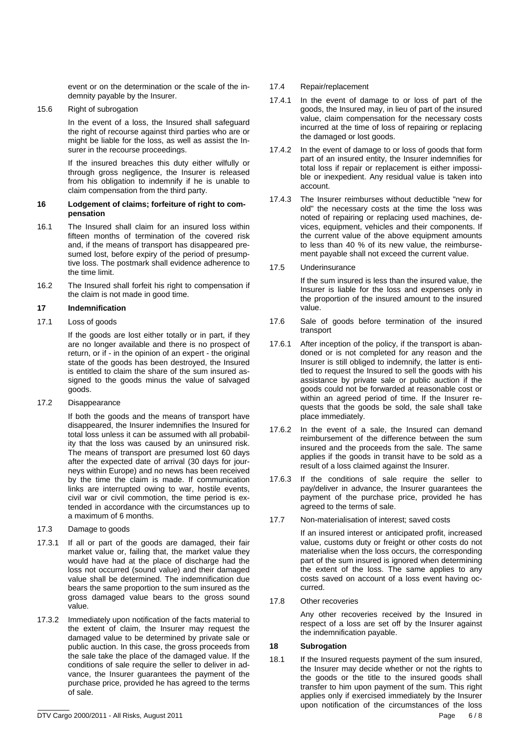event or on the determination or the scale of the indemnity payable by the Insurer.

15.6 Right of subrogation

In the event of a loss, the Insured shall safeguard the right of recourse against third parties who are or might be liable for the loss, as well as assist the Insurer in the recourse proceedings.

If the insured breaches this duty either wilfully or through gross negligence, the Insurer is released from his obligation to indemnify if he is unable to claim compensation from the third party.

## 16 Lodgement of claims; forfeiture of right to compensation

16.1 The Insured shall claim for an insured loss within fifteen months of termination of the covered risk and, if the means of transport has disappeared presumed lost, before expiry of the period of presumptive loss. The postmark shall evidence adherence to the time limit.

16.2 The Insured shall forfeit his right to compensation if the claim is not made in good time.

## 17 Indemnification

17.1 Loss of goods

If the goods are lost either totally or in part, if they are no longer available and there is no prospect of return, or if - in the opinion of an expert - the original state of the goods has been destroyed, the Insured is entitled to claim the share of the sum insured assigned to the goods minus the value of salvaged goods.

17.2 Disappearance

If both the goods and the means of transport have disappeared, the Insurer indemnifies the Insured for total loss unless it can be assumed with all probability that the loss was caused by an uninsured risk. The means of transport are presumed lost 60 days after the expected date of arrival (30 days for journeys within Europe) and no news has been received by the time the claim is made. If communication links are interrupted owing to war, hostile events, civil war or civil commotion, the time period is extended in accordance with the circumstances up to a maximum of 6 months.

17.3 Damage to goods

17.3.1 If all or part of the goods are damaged, their fair market value or, failing that, the market value they would have had at the place of discharge had the loss not occurred (sound value) and their damaged value shall be determined. The indemnification due bears the same proportion to the sum insured as the gross damaged value bears to the gross sound value.

17.3.2 Immediately upon notification of the facts material to the extent of claim, the Insurer may request the damaged value to be determined by private sale or public auction. In this case, the gross proceeds from the sale take the place of the damaged value. If the conditions of sale require the seller to deliver in advance, the Insurer guarantees the payment of the purchase price, provided he has agreed to the terms of sale.

17.4 Repair/replacement

17.4.1 In the event of damage to or loss of part of the goods, the Insured may, in lieu of part of the insured value, claim compensation for the necessary costs incurred at the time of loss of repairing or replacing the damaged or lost goods.

17.4.2 In the event of damage to or loss of goods that form part of an insured entity, the Insurer indemnifies for total loss if repair or replacement is either impossible or inexpedient. Any residual value is taken into account.

17.4.3 The Insurer reimburses without deductible "new for old" the necessary costs at the time the loss was noted of repairing or replacing used machines, devices, equipment, vehicles and their components. If the current value of the above equipment amounts to less than 40 % of its new value, the reimbursement payable shall not exceed the current value.

17.5 Underinsurance

If the sum insured is less than the insured value, the Insurer is liable for the loss and expenses only in the proportion of the insured amount to the insured value.

17.6 Sale of goods before termination of the insured transport

17.6.1 After inception of the policy, if the transport is abandoned or is not completed for any reason and the Insurer is still obliged to indemnify, the latter is entitled to request the Insured to sell the goods with his assistance by private sale or public auction if the goods could not be forwarded at reasonable cost or within an agreed period of time. If the Insurer requests that the goods be sold, the sale shall take place immediately.

17.6.2 In the event of a sale, the Insured can demand reimbursement of the difference between the sum insured and the proceeds from the sale. The same applies if the goods in transit have to be sold as a result of a loss claimed against the Insurer.

17.6.3 If the conditions of sale require the seller to pay/deliver in advance, the Insurer guarantees the payment of the purchase price, provided he has agreed to the terms of sale.

17.7 Non-materialisation of interest; saved costs

If an insured interest or anticipated profit, increased value, customs duty or freight or other costs do not materialise when the loss occurs, the corresponding part of the sum insured is ignored when determining the extent of the loss. The same applies to any costs saved on account of a loss event having occurred.

17.8 Other recoveries

Any other recoveries received by the Insured in respect of a loss are set off by the Insurer against the indemnification payable.

## 18 Subrogation

18.1 If the Insured requests payment of the sum insured, the Insurer may decide whether or not the rights to the goods or the title to the insured goods shall transfer to him upon payment of the sum. This right applies only if exercised immediately by the Insurer upon notification of the circumstances of the loss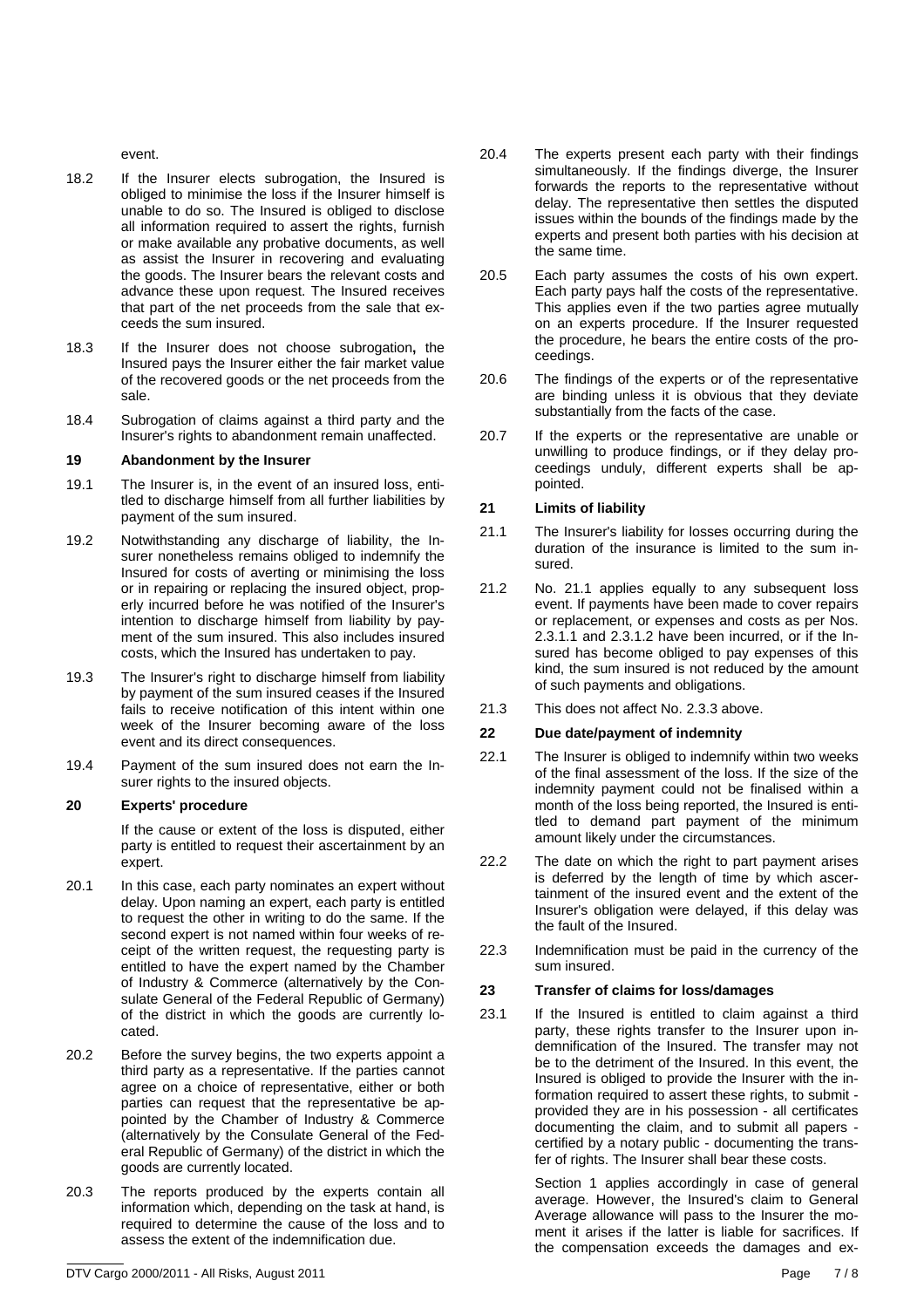event.

18.2 If the Insurer elects subrogation, the Insured is obliged to minimise the loss if the Insurer himself is unable to do so. The Insured is obliged to disclose all information required to assert the rights, furnish or make available any probative documents, as well as assist the Insurer in recovering and evaluating the goods. The Insurer bears the relevant costs and advance these upon request. The Insured receives that part of the net proceeds from the sale that exceeds the sum insured.

18.3 If the Insurer does not choose subrogation**,** the Insured pays the Insurer either the fair market value of the recovered goods or the net proceeds from the sale.

18.4 Subrogation of claims against a third party and the Insurer's rights to abandonment remain unaffected.

## 19 Abandonment by the Insurer

19.1 The Insurer is, in the event of an insured loss, entitled to discharge himself from all further liabilities by payment of the sum insured.

19.2 Notwithstanding any discharge of liability, the Insurer nonetheless remains obliged to indemnify the Insured for costs of averting or minimising the loss or in repairing or replacing the insured object, properly incurred before he was notified of the Insurer's intention to discharge himself from liability by payment of the sum insured. This also includes insured costs, which the Insured has undertaken to pay.

19.3 The Insurer's right to discharge himself from liability by payment of the sum insured ceases if the Insured fails to receive notification of this intent within one week of the Insurer becoming aware of the loss event and its direct consequences.

19.4 Payment of the sum insured does not earn the Insurer rights to the insured objects.

## 20 Experts' procedure

If the cause or extent of the loss is disputed, either party is entitled to request their ascertainment by an expert.

20.1 In this case, each party nominates an expert without delay. Upon naming an expert, each party is entitled to request the other in writing to do the same. If the second expert is not named within four weeks of receipt of the written request, the requesting party is entitled to have the expert named by the Chamber of Industry & Commerce (alternatively by the Consulate General of the Federal Republic of Germany) of the district in which the goods are currently located.

20.2 Before the survey begins, the two experts appoint a third party as a representative. If the parties cannot agree on a choice of representative, either or both parties can request that the representative be appointed by the Chamber of Industry & Commerce (alternatively by the Consulate General of the Federal Republic of Germany) of the district in which the goods are currently located.

20.3 The reports produced by the experts contain all information which, depending on the task at hand, is required to determine the cause of the loss and to assess the extent of the indemnification due.

20.4 The experts present each party with their findings simultaneously. If the findings diverge, the Insurer forwards the reports to the representative without delay. The representative then settles the disputed issues within the bounds of the findings made by the experts and present both parties with his decision at the same time.

20.5 Each party assumes the costs of his own expert. Each party pays half the costs of the representative. This applies even if the two parties agree mutually on an experts procedure. If the Insurer requested the procedure, he bears the entire costs of the proceedings.

20.6 The findings of the experts or of the representative are binding unless it is obvious that they deviate substantially from the facts of the case.

20.7 If the experts or the representative are unable or unwilling to produce findings, or if they delay proceedings unduly, different experts shall be appointed.

## 21 Limits of liability

21.1 The Insurer's liability for losses occurring during the duration of the insurance is limited to the sum insured.

21.2 No. 21.1 applies equally to any subsequent loss event. If payments have been made to cover repairs or replacement, or expenses and costs as per Nos. 2.3.1.1 and 2.3.1.2 have been incurred, or if the Insured has become obliged to pay expenses of this kind, the sum insured is not reduced by the amount of such payments and obligations.

21.3 This does not affect No. 2.3.3 above.

## 22 Due date/payment of indemnity

22.1 The Insurer is obliged to indemnify within two weeks of the final assessment of the loss. If the size of the indemnity payment could not be finalised within a month of the loss being reported, the Insured is entitled to demand part payment of the minimum amount likely under the circumstances.

22.2 The date on which the right to part payment arises is deferred by the length of time by which ascertainment of the insured event and the extent of the Insurer's obligation were delayed, if this delay was the fault of the Insured.

22.3 Indemnification must be paid in the currency of the sum insured.

## 23 Transfer of claims for loss/damages

23.1 If the Insured is entitled to claim against a third party, these rights transfer to the Insurer upon indemnification of the Insured. The transfer may not be to the detriment of the Insured. In this event, the Insured is obliged to provide the Insurer with the information required to assert these rights, to submit - provided they are in his possession - all certificates documenting the claim, and to submit all papers - certified by a notary public - documenting the transfer of rights. The Insurer shall bear these costs.

Section 1 applies accordingly in case of general average. However, the Insured's claim to General Average allowance will pass to the Insurer the moment it arises if the latter is liable for sacrifices. If the compensation exceeds the damages and ex-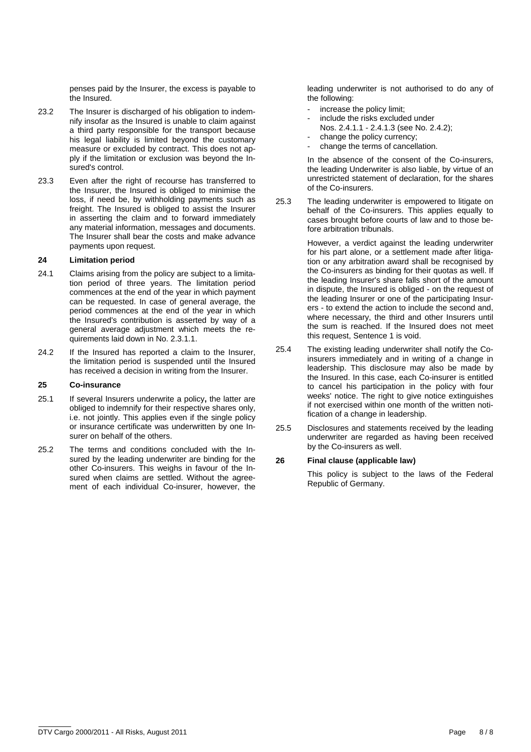penses paid by the Insurer, the excess is payable to the Insured.

23.2 The Insurer is discharged of his obligation to indemnify insofar as the Insured is unable to claim against a third party responsible for the transport because his legal liability is limited beyond the customary measure or excluded by contract. This does not apply if the limitation or exclusion was beyond the Insured's control.

23.3 Even after the right of recourse has transferred to the Insurer, the Insured is obliged to minimise the loss, if need be, by withholding payments such as freight. The Insured is obliged to assist the Insurer in asserting the claim and to forward immediately any material information, messages and documents. The Insurer shall bear the costs and make advance payments upon request.

**24 Limitation period**

24.1 Claims arising from the policy are subject to a limitation period of three years. The limitation period commences at the end of the year in which payment can be requested. In case of general average, the period commences at the end of the year in which the Insured's contribution is asserted by way of a general average adjustment which meets the requirements laid down in No. 2.3.1.1.

24.2 If the Insured has reported a claim to the Insurer, the limitation period is suspended until the Insured has received a decision in writing from the Insurer.

**25 Co-insurance**

25.1 If several Insurers underwrite a policy**,** the latter are obliged to indemnify for their respective shares only, i.e. not jointly. This applies even if the single policy or insurance certificate was underwritten by one Insurer on behalf of the others.

25.2 The terms and conditions concluded with the Insured by the leading underwriter are binding for the other Co-insurers. This weighs in favour of the Insured when claims are settled. Without the agreement of each individual Co-insurer, however, the leading underwriter is not authorised to do any of the following:

- increase the policy limit;
- include the risks excluded under Nos. 2.4.1.1 - 2.4.1.3 (see No. 2.4.2);
- change the policy currency;
- change the terms of cancellation.

In the absence of the consent of the Co-insurers, the leading Underwriter is also liable, by virtue of an unrestricted statement of declaration, for the shares of the Co-insurers.

25.3 The leading underwriter is empowered to litigate on behalf of the Co-insurers. This applies equally to cases brought before courts of law and to those before arbitration tribunals.

However, a verdict against the leading underwriter for his part alone, or a settlement made after litigation or any arbitration award shall be recognised by the Co-insurers as binding for their quotas as well. If the leading Insurer's share falls short of the amount in dispute, the Insured is obliged - on the request of the leading Insurer or one of the participating Insurers - to extend the action to include the second and, where necessary, the third and other Insurers until the sum is reached. If the Insured does not meet this request, Sentence 1 is void.

25.4 The existing leading underwriter shall notify the Co-insurers immediately and in writing of a change in leadership. This disclosure may also be made by the Insured. In this case, each Co-insurer is entitled to cancel his participation in the policy with four weeks' notice. The right to give notice extinguishes if not exercised within one month of the written notification of a change in leadership.

25.5 Disclosures and statements received by the leading underwriter are regarded as having been received by the Co-insurers as well.

**26 Final clause (applicable law)**

This policy is subject to the laws of the Federal Republic of Germany.